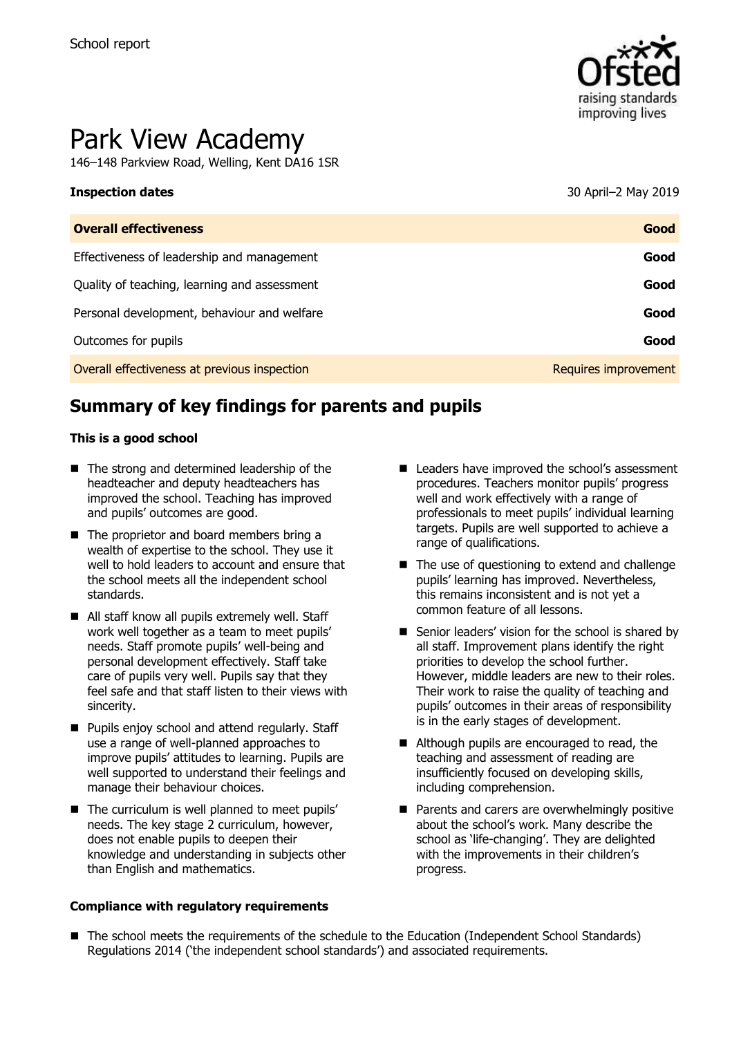School report

# Park View Academy

146–148 Parkview Road, Welling, Kent DA16 1SR

| **Inspection dates** | 30 April–2 May 2019 |
| --- | --- |
| **Overall effectiveness** | **Good** |
| Effectiveness of leadership and management | **Good** |
| Quality of teaching, learning and assessment | **Good** |
| Personal development, behaviour and welfare | **Good** |
| Outcomes for pupils | **Good** |
| Overall effectiveness at previous inspection | Requires improvement |

## Summary of key findings for parents and pupils

**This is a good school**

- The strong and determined leadership of the headteacher and deputy headteachers has improved the school. Teaching has improved and pupils' outcomes are good.
- The proprietor and board members bring a wealth of expertise to the school. They use it well to hold leaders to account and ensure that the school meets all the independent school standards.
- All staff know all pupils extremely well. Staff work well together as a team to meet pupils' needs. Staff promote pupils' well-being and personal development effectively. Staff take care of pupils very well. Pupils say that they feel safe and that staff listen to their views with sincerity.
- Pupils enjoy school and attend regularly. Staff use a range of well-planned approaches to improve pupils' attitudes to learning. Pupils are well supported to understand their feelings and manage their behaviour choices.
- The curriculum is well planned to meet pupils' needs. The key stage 2 curriculum, however, does not enable pupils to deepen their knowledge and understanding in subjects other than English and mathematics.
- Leaders have improved the school's assessment procedures. Teachers monitor pupils' progress well and work effectively with a range of professionals to meet pupils' individual learning targets. Pupils are well supported to achieve a range of qualifications.
- The use of questioning to extend and challenge pupils' learning has improved. Nevertheless, this remains inconsistent and is not yet a common feature of all lessons.
- Senior leaders' vision for the school is shared by all staff. Improvement plans identify the right priorities to develop the school further. However, middle leaders are new to their roles. Their work to raise the quality of teaching and pupils' outcomes in their areas of responsibility is in the early stages of development.
- Although pupils are encouraged to read, the teaching and assessment of reading are insufficiently focused on developing skills, including comprehension.
- Parents and carers are overwhelmingly positive about the school's work. Many describe the school as 'life-changing'. They are delighted with the improvements in their children's progress.

**Compliance with regulatory requirements**

- The school meets the requirements of the schedule to the Education (Independent School Standards) Regulations 2014 ('the independent school standards') and associated requirements.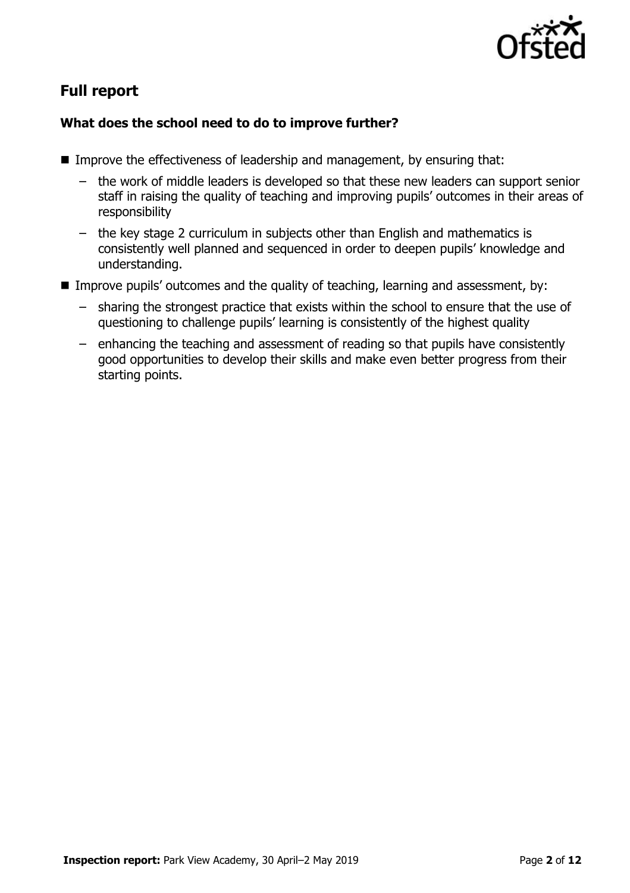## Full report

### What does the school need to do to improve further?

- Improve the effectiveness of leadership and management, by ensuring that:
  - the work of middle leaders is developed so that these new leaders can support senior staff in raising the quality of teaching and improving pupils' outcomes in their areas of responsibility
  - the key stage 2 curriculum in subjects other than English and mathematics is consistently well planned and sequenced in order to deepen pupils' knowledge and understanding.
- Improve pupils' outcomes and the quality of teaching, learning and assessment, by:
  - sharing the strongest practice that exists within the school to ensure that the use of questioning to challenge pupils' learning is consistently of the highest quality
  - enhancing the teaching and assessment of reading so that pupils have consistently good opportunities to develop their skills and make even better progress from their starting points.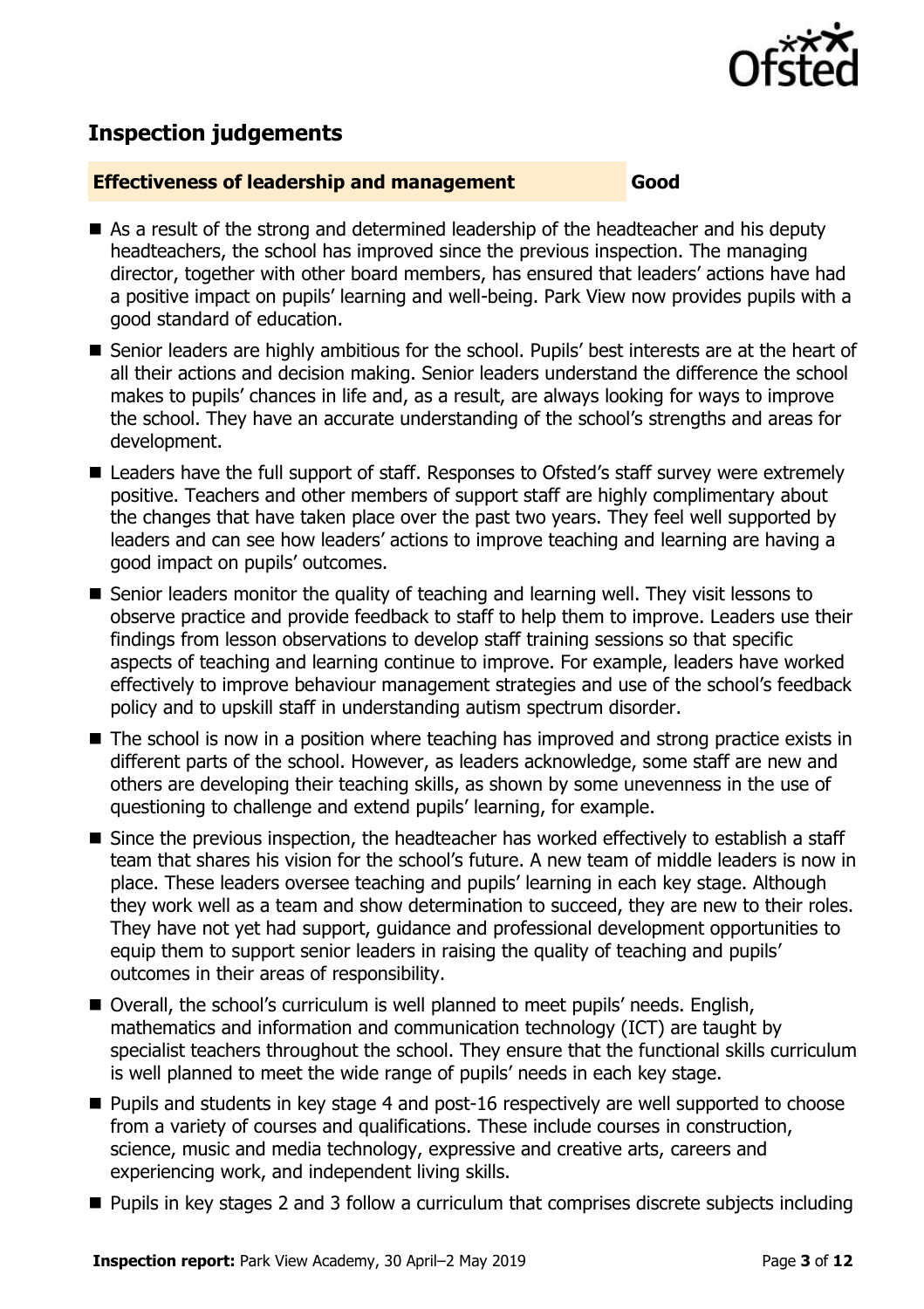## Inspection judgements

**Effectiveness of leadership and management** **Good**

- As a result of the strong and determined leadership of the headteacher and his deputy headteachers, the school has improved since the previous inspection. The managing director, together with other board members, has ensured that leaders' actions have had a positive impact on pupils' learning and well-being. Park View now provides pupils with a good standard of education.
- Senior leaders are highly ambitious for the school. Pupils' best interests are at the heart of all their actions and decision making. Senior leaders understand the difference the school makes to pupils' chances in life and, as a result, are always looking for ways to improve the school. They have an accurate understanding of the school's strengths and areas for development.
- Leaders have the full support of staff. Responses to Ofsted's staff survey were extremely positive. Teachers and other members of support staff are highly complimentary about the changes that have taken place over the past two years. They feel well supported by leaders and can see how leaders' actions to improve teaching and learning are having a good impact on pupils' outcomes.
- Senior leaders monitor the quality of teaching and learning well. They visit lessons to observe practice and provide feedback to staff to help them to improve. Leaders use their findings from lesson observations to develop staff training sessions so that specific aspects of teaching and learning continue to improve. For example, leaders have worked effectively to improve behaviour management strategies and use of the school's feedback policy and to upskill staff in understanding autism spectrum disorder.
- The school is now in a position where teaching has improved and strong practice exists in different parts of the school. However, as leaders acknowledge, some staff are new and others are developing their teaching skills, as shown by some unevenness in the use of questioning to challenge and extend pupils' learning, for example.
- Since the previous inspection, the headteacher has worked effectively to establish a staff team that shares his vision for the school's future. A new team of middle leaders is now in place. These leaders oversee teaching and pupils' learning in each key stage. Although they work well as a team and show determination to succeed, they are new to their roles. They have not yet had support, guidance and professional development opportunities to equip them to support senior leaders in raising the quality of teaching and pupils' outcomes in their areas of responsibility.
- Overall, the school's curriculum is well planned to meet pupils' needs. English, mathematics and information and communication technology (ICT) are taught by specialist teachers throughout the school. They ensure that the functional skills curriculum is well planned to meet the wide range of pupils' needs in each key stage.
- Pupils and students in key stage 4 and post-16 respectively are well supported to choose from a variety of courses and qualifications. These include courses in construction, science, music and media technology, expressive and creative arts, careers and experiencing work, and independent living skills.
- Pupils in key stages 2 and 3 follow a curriculum that comprises discrete subjects including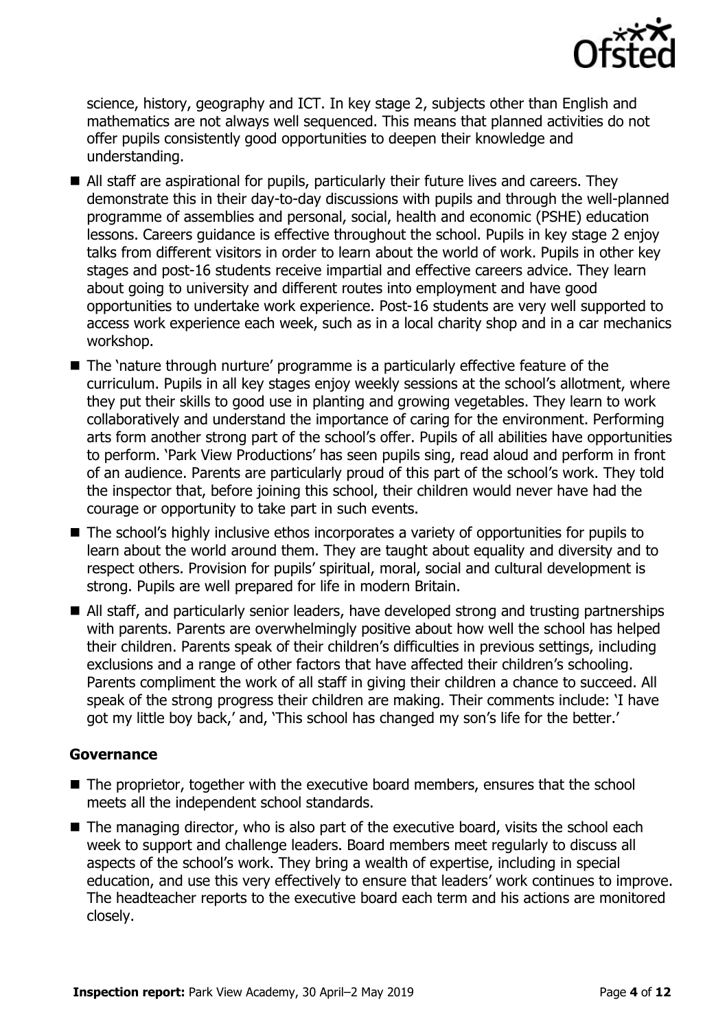science, history, geography and ICT. In key stage 2, subjects other than English and mathematics are not always well sequenced. This means that planned activities do not offer pupils consistently good opportunities to deepen their knowledge and understanding.

- All staff are aspirational for pupils, particularly their future lives and careers. They demonstrate this in their day-to-day discussions with pupils and through the well-planned programme of assemblies and personal, social, health and economic (PSHE) education lessons. Careers guidance is effective throughout the school. Pupils in key stage 2 enjoy talks from different visitors in order to learn about the world of work. Pupils in other key stages and post-16 students receive impartial and effective careers advice. They learn about going to university and different routes into employment and have good opportunities to undertake work experience. Post-16 students are very well supported to access work experience each week, such as in a local charity shop and in a car mechanics workshop.
- The 'nature through nurture' programme is a particularly effective feature of the curriculum. Pupils in all key stages enjoy weekly sessions at the school's allotment, where they put their skills to good use in planting and growing vegetables. They learn to work collaboratively and understand the importance of caring for the environment. Performing arts form another strong part of the school's offer. Pupils of all abilities have opportunities to perform. 'Park View Productions' has seen pupils sing, read aloud and perform in front of an audience. Parents are particularly proud of this part of the school's work. They told the inspector that, before joining this school, their children would never have had the courage or opportunity to take part in such events.
- The school's highly inclusive ethos incorporates a variety of opportunities for pupils to learn about the world around them. They are taught about equality and diversity and to respect others. Provision for pupils' spiritual, moral, social and cultural development is strong. Pupils are well prepared for life in modern Britain.
- All staff, and particularly senior leaders, have developed strong and trusting partnerships with parents. Parents are overwhelmingly positive about how well the school has helped their children. Parents speak of their children's difficulties in previous settings, including exclusions and a range of other factors that have affected their children's schooling. Parents compliment the work of all staff in giving their children a chance to succeed. All speak of the strong progress their children are making. Their comments include: 'I have got my little boy back,' and, 'This school has changed my son's life for the better.'

### Governance

- The proprietor, together with the executive board members, ensures that the school meets all the independent school standards.
- The managing director, who is also part of the executive board, visits the school each week to support and challenge leaders. Board members meet regularly to discuss all aspects of the school's work. They bring a wealth of expertise, including in special education, and use this very effectively to ensure that leaders' work continues to improve. The headteacher reports to the executive board each term and his actions are monitored closely.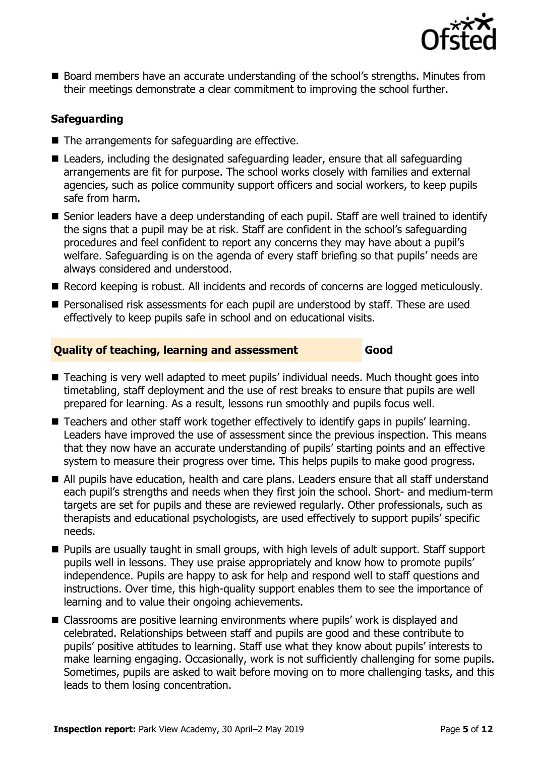- Board members have an accurate understanding of the school's strengths. Minutes from their meetings demonstrate a clear commitment to improving the school further.

### Safeguarding

- The arrangements for safeguarding are effective.
- Leaders, including the designated safeguarding leader, ensure that all safeguarding arrangements are fit for purpose. The school works closely with families and external agencies, such as police community support officers and social workers, to keep pupils safe from harm.
- Senior leaders have a deep understanding of each pupil. Staff are well trained to identify the signs that a pupil may be at risk. Staff are confident in the school's safeguarding procedures and feel confident to report any concerns they may have about a pupil's welfare. Safeguarding is on the agenda of every staff briefing so that pupils' needs are always considered and understood.
- Record keeping is robust. All incidents and records of concerns are logged meticulously.
- Personalised risk assessments for each pupil are understood by staff. These are used effectively to keep pupils safe in school and on educational visits.

## Quality of teaching, learning and assessment — Good

- Teaching is very well adapted to meet pupils' individual needs. Much thought goes into timetabling, staff deployment and the use of rest breaks to ensure that pupils are well prepared for learning. As a result, lessons run smoothly and pupils focus well.
- Teachers and other staff work together effectively to identify gaps in pupils' learning. Leaders have improved the use of assessment since the previous inspection. This means that they now have an accurate understanding of pupils' starting points and an effective system to measure their progress over time. This helps pupils to make good progress.
- All pupils have education, health and care plans. Leaders ensure that all staff understand each pupil's strengths and needs when they first join the school. Short- and medium-term targets are set for pupils and these are reviewed regularly. Other professionals, such as therapists and educational psychologists, are used effectively to support pupils' specific needs.
- Pupils are usually taught in small groups, with high levels of adult support. Staff support pupils well in lessons. They use praise appropriately and know how to promote pupils' independence. Pupils are happy to ask for help and respond well to staff questions and instructions. Over time, this high-quality support enables them to see the importance of learning and to value their ongoing achievements.
- Classrooms are positive learning environments where pupils' work is displayed and celebrated. Relationships between staff and pupils are good and these contribute to pupils' positive attitudes to learning. Staff use what they know about pupils' interests to make learning engaging. Occasionally, work is not sufficiently challenging for some pupils. Sometimes, pupils are asked to wait before moving on to more challenging tasks, and this leads to them losing concentration.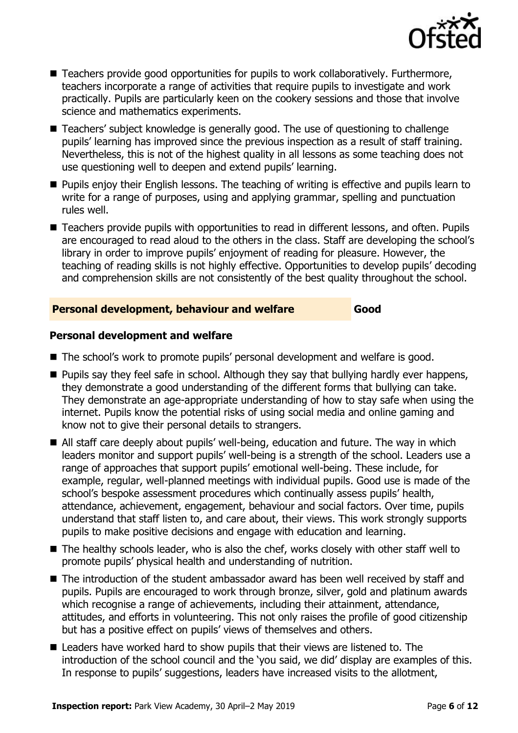- Teachers provide good opportunities for pupils to work collaboratively. Furthermore, teachers incorporate a range of activities that require pupils to investigate and work practically. Pupils are particularly keen on the cookery sessions and those that involve science and mathematics experiments.
- Teachers' subject knowledge is generally good. The use of questioning to challenge pupils' learning has improved since the previous inspection as a result of staff training. Nevertheless, this is not of the highest quality in all lessons as some teaching does not use questioning well to deepen and extend pupils' learning.
- Pupils enjoy their English lessons. The teaching of writing is effective and pupils learn to write for a range of purposes, using and applying grammar, spelling and punctuation rules well.
- Teachers provide pupils with opportunities to read in different lessons, and often. Pupils are encouraged to read aloud to the others in the class. Staff are developing the school's library in order to improve pupils' enjoyment of reading for pleasure. However, the teaching of reading skills is not highly effective. Opportunities to develop pupils' decoding and comprehension skills are not consistently of the best quality throughout the school.

## Personal development, behaviour and welfare — Good

### Personal development and welfare

- The school's work to promote pupils' personal development and welfare is good.
- Pupils say they feel safe in school. Although they say that bullying hardly ever happens, they demonstrate a good understanding of the different forms that bullying can take. They demonstrate an age-appropriate understanding of how to stay safe when using the internet. Pupils know the potential risks of using social media and online gaming and know not to give their personal details to strangers.
- All staff care deeply about pupils' well-being, education and future. The way in which leaders monitor and support pupils' well-being is a strength of the school. Leaders use a range of approaches that support pupils' emotional well-being. These include, for example, regular, well-planned meetings with individual pupils. Good use is made of the school's bespoke assessment procedures which continually assess pupils' health, attendance, achievement, engagement, behaviour and social factors. Over time, pupils understand that staff listen to, and care about, their views. This work strongly supports pupils to make positive decisions and engage with education and learning.
- The healthy schools leader, who is also the chef, works closely with other staff well to promote pupils' physical health and understanding of nutrition.
- The introduction of the student ambassador award has been well received by staff and pupils. Pupils are encouraged to work through bronze, silver, gold and platinum awards which recognise a range of achievements, including their attainment, attendance, attitudes, and efforts in volunteering. This not only raises the profile of good citizenship but has a positive effect on pupils' views of themselves and others.
- Leaders have worked hard to show pupils that their views are listened to. The introduction of the school council and the 'you said, we did' display are examples of this. In response to pupils' suggestions, leaders have increased visits to the allotment,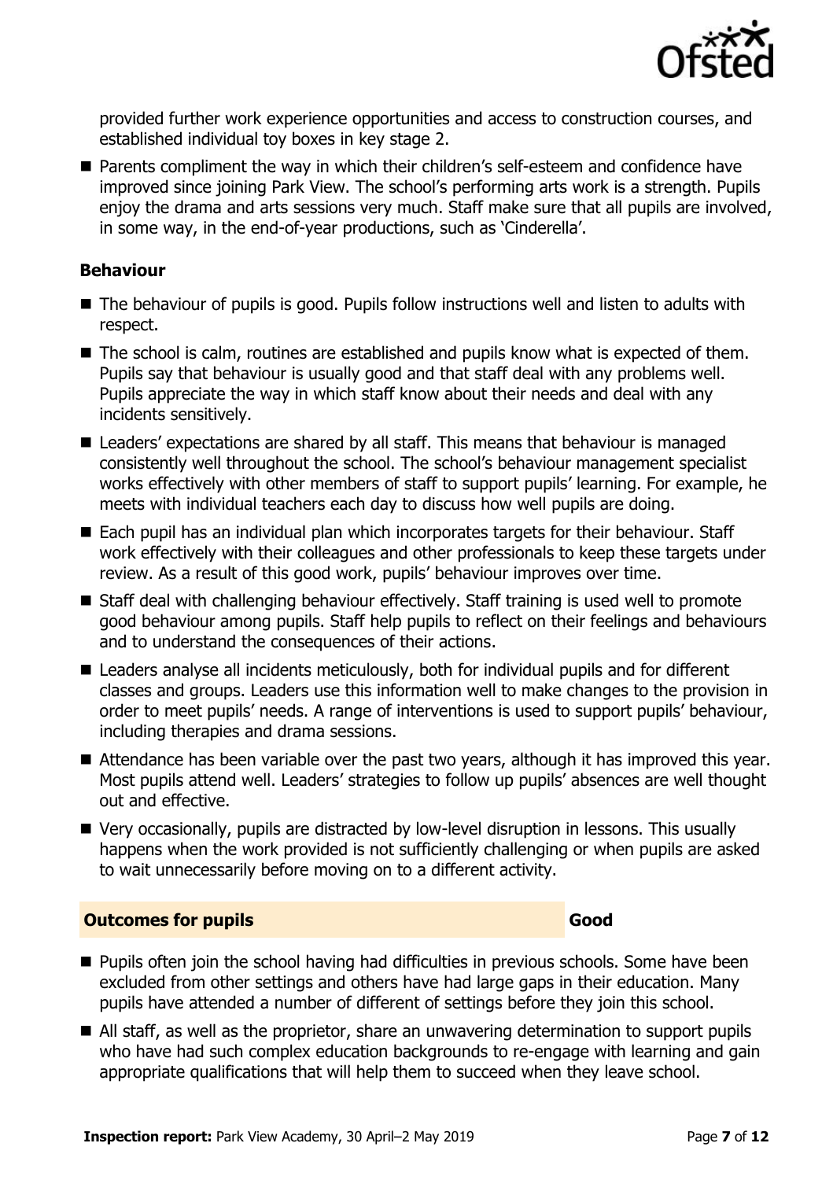provided further work experience opportunities and access to construction courses, and established individual toy boxes in key stage 2.

- Parents compliment the way in which their children's self-esteem and confidence have improved since joining Park View. The school's performing arts work is a strength. Pupils enjoy the drama and arts sessions very much. Staff make sure that all pupils are involved, in some way, in the end-of-year productions, such as 'Cinderella'.

### Behaviour

- The behaviour of pupils is good. Pupils follow instructions well and listen to adults with respect.
- The school is calm, routines are established and pupils know what is expected of them. Pupils say that behaviour is usually good and that staff deal with any problems well. Pupils appreciate the way in which staff know about their needs and deal with any incidents sensitively.
- Leaders' expectations are shared by all staff. This means that behaviour is managed consistently well throughout the school. The school's behaviour management specialist works effectively with other members of staff to support pupils' learning. For example, he meets with individual teachers each day to discuss how well pupils are doing.
- Each pupil has an individual plan which incorporates targets for their behaviour. Staff work effectively with their colleagues and other professionals to keep these targets under review. As a result of this good work, pupils' behaviour improves over time.
- Staff deal with challenging behaviour effectively. Staff training is used well to promote good behaviour among pupils. Staff help pupils to reflect on their feelings and behaviours and to understand the consequences of their actions.
- Leaders analyse all incidents meticulously, both for individual pupils and for different classes and groups. Leaders use this information well to make changes to the provision in order to meet pupils' needs. A range of interventions is used to support pupils' behaviour, including therapies and drama sessions.
- Attendance has been variable over the past two years, although it has improved this year. Most pupils attend well. Leaders' strategies to follow up pupils' absences are well thought out and effective.
- Very occasionally, pupils are distracted by low-level disruption in lessons. This usually happens when the work provided is not sufficiently challenging or when pupils are asked to wait unnecessarily before moving on to a different activity.

## Outcomes for pupils — Good

- Pupils often join the school having had difficulties in previous schools. Some have been excluded from other settings and others have had large gaps in their education. Many pupils have attended a number of different of settings before they join this school.
- All staff, as well as the proprietor, share an unwavering determination to support pupils who have had such complex education backgrounds to re-engage with learning and gain appropriate qualifications that will help them to succeed when they leave school.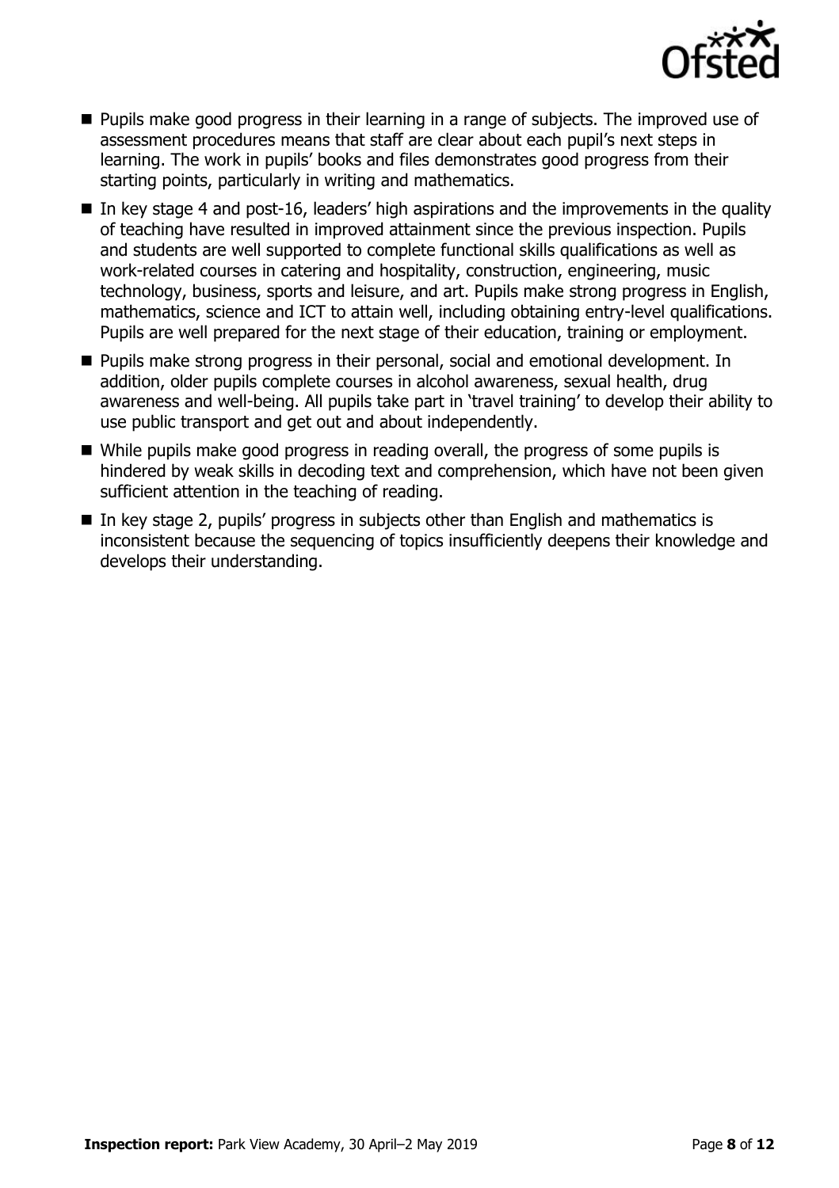- Pupils make good progress in their learning in a range of subjects. The improved use of assessment procedures means that staff are clear about each pupil's next steps in learning. The work in pupils' books and files demonstrates good progress from their starting points, particularly in writing and mathematics.
- In key stage 4 and post-16, leaders' high aspirations and the improvements in the quality of teaching have resulted in improved attainment since the previous inspection. Pupils and students are well supported to complete functional skills qualifications as well as work-related courses in catering and hospitality, construction, engineering, music technology, business, sports and leisure, and art. Pupils make strong progress in English, mathematics, science and ICT to attain well, including obtaining entry-level qualifications. Pupils are well prepared for the next stage of their education, training or employment.
- Pupils make strong progress in their personal, social and emotional development. In addition, older pupils complete courses in alcohol awareness, sexual health, drug awareness and well-being. All pupils take part in 'travel training' to develop their ability to use public transport and get out and about independently.
- While pupils make good progress in reading overall, the progress of some pupils is hindered by weak skills in decoding text and comprehension, which have not been given sufficient attention in the teaching of reading.
- In key stage 2, pupils' progress in subjects other than English and mathematics is inconsistent because the sequencing of topics insufficiently deepens their knowledge and develops their understanding.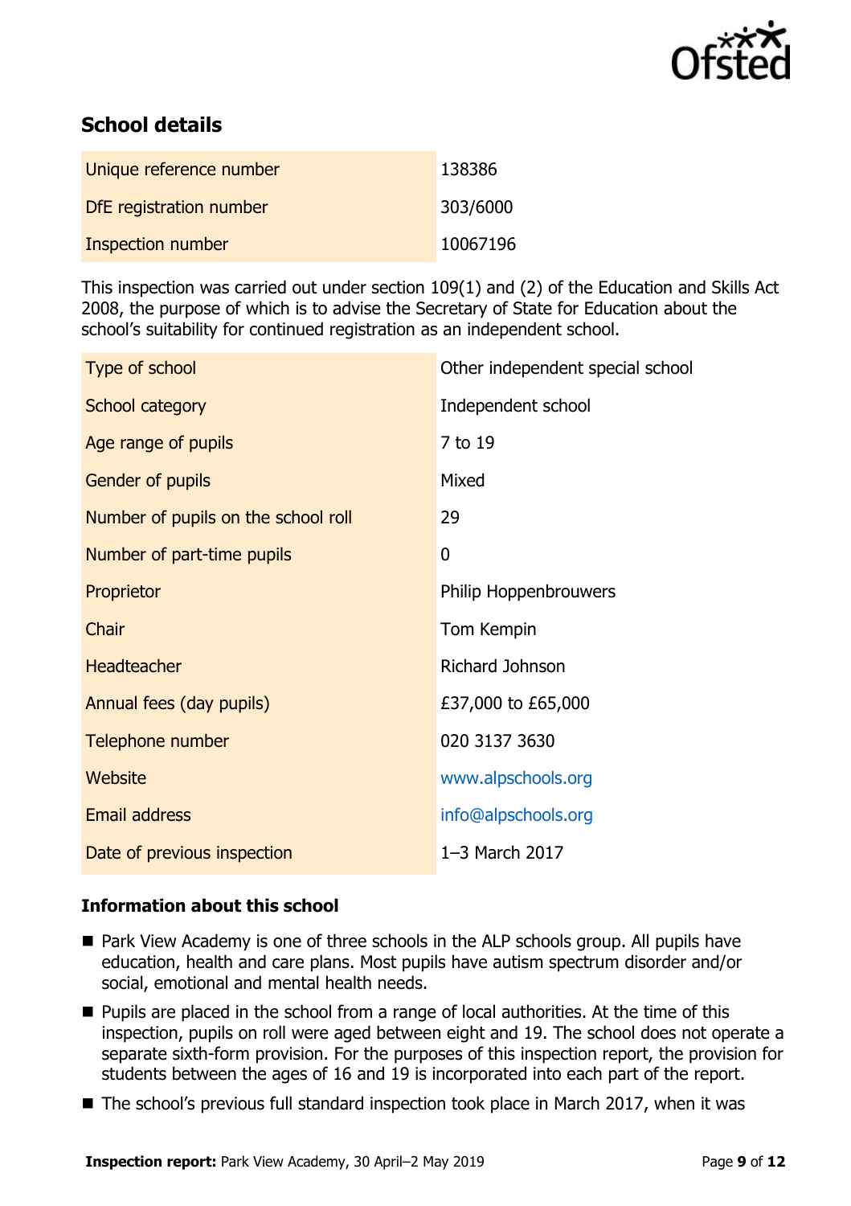## School details

| | |
|---|---|
| Unique reference number | 138386 |
| DfE registration number | 303/6000 |
| Inspection number | 10067196 |

This inspection was carried out under section 109(1) and (2) of the Education and Skills Act 2008, the purpose of which is to advise the Secretary of State for Education about the school's suitability for continued registration as an independent school.

| | |
|---|---|
| Type of school | Other independent special school |
| School category | Independent school |
| Age range of pupils | 7 to 19 |
| Gender of pupils | Mixed |
| Number of pupils on the school roll | 29 |
| Number of part-time pupils | 0 |
| Proprietor | Philip Hoppenbrouwers |
| Chair | Tom Kempin |
| Headteacher | Richard Johnson |
| Annual fees (day pupils) | £37,000 to £65,000 |
| Telephone number | 020 3137 3630 |
| Website | www.alpschools.org |
| Email address | info@alpschools.org |
| Date of previous inspection | 1–3 March 2017 |

### Information about this school

- Park View Academy is one of three schools in the ALP schools group. All pupils have education, health and care plans. Most pupils have autism spectrum disorder and/or social, emotional and mental health needs.
- Pupils are placed in the school from a range of local authorities. At the time of this inspection, pupils on roll were aged between eight and 19. The school does not operate a separate sixth-form provision. For the purposes of this inspection report, the provision for students between the ages of 16 and 19 is incorporated into each part of the report.
- The school's previous full standard inspection took place in March 2017, when it was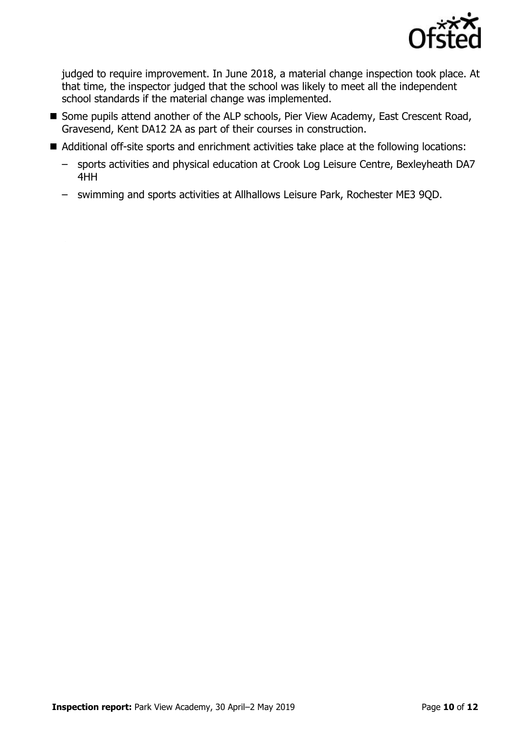judged to require improvement. In June 2018, a material change inspection took place. At that time, the inspector judged that the school was likely to meet all the independent school standards if the material change was implemented.

- Some pupils attend another of the ALP schools, Pier View Academy, East Crescent Road, Gravesend, Kent DA12 2A as part of their courses in construction.
- Additional off-site sports and enrichment activities take place at the following locations:
  - sports activities and physical education at Crook Log Leisure Centre, Bexleyheath DA7 4HH
  - swimming and sports activities at Allhallows Leisure Park, Rochester ME3 9QD.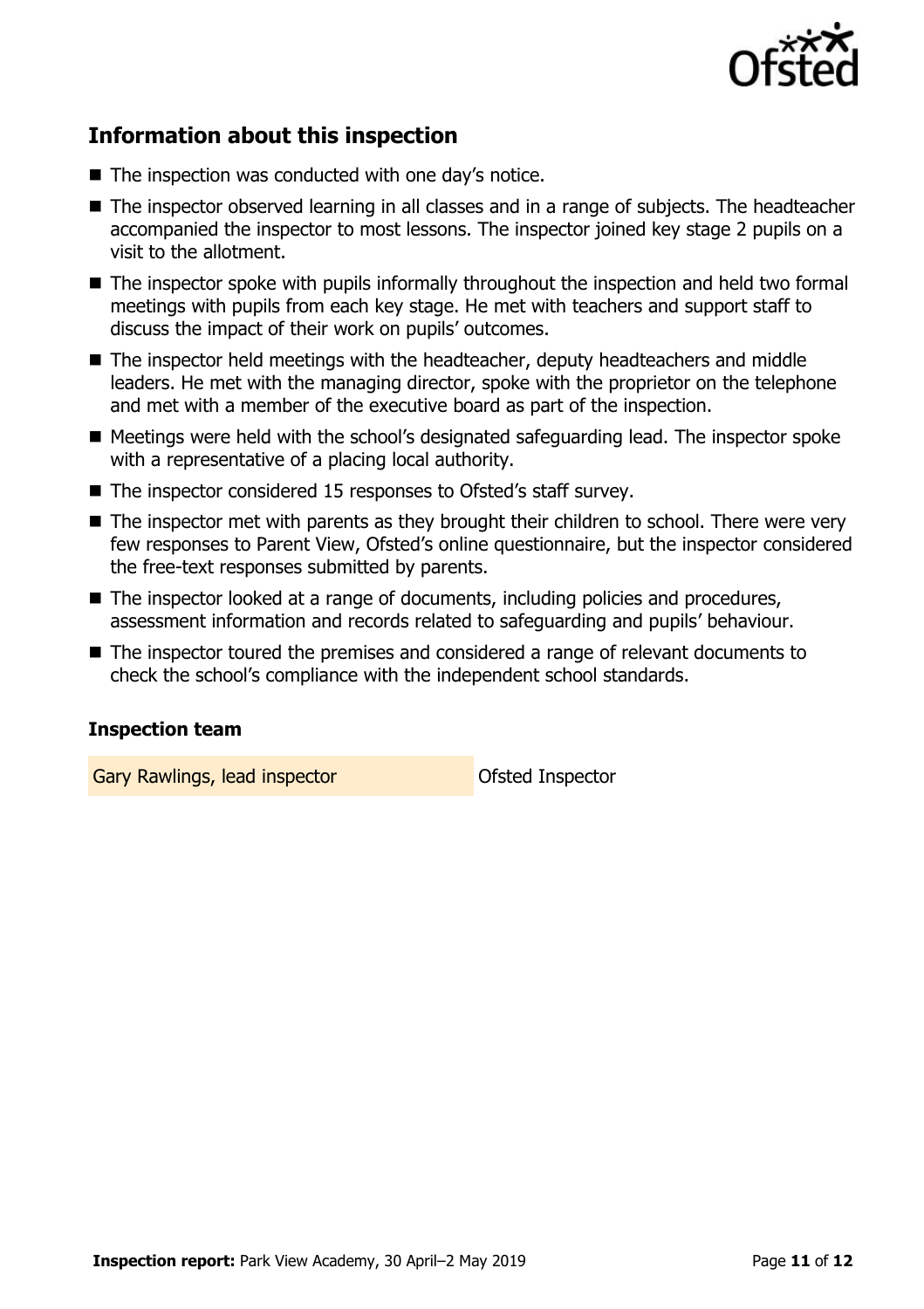## Information about this inspection

- The inspection was conducted with one day's notice.
- The inspector observed learning in all classes and in a range of subjects. The headteacher accompanied the inspector to most lessons. The inspector joined key stage 2 pupils on a visit to the allotment.
- The inspector spoke with pupils informally throughout the inspection and held two formal meetings with pupils from each key stage. He met with teachers and support staff to discuss the impact of their work on pupils' outcomes.
- The inspector held meetings with the headteacher, deputy headteachers and middle leaders. He met with the managing director, spoke with the proprietor on the telephone and met with a member of the executive board as part of the inspection.
- Meetings were held with the school's designated safeguarding lead. The inspector spoke with a representative of a placing local authority.
- The inspector considered 15 responses to Ofsted's staff survey.
- The inspector met with parents as they brought their children to school. There were very few responses to Parent View, Ofsted's online questionnaire, but the inspector considered the free-text responses submitted by parents.
- The inspector looked at a range of documents, including policies and procedures, assessment information and records related to safeguarding and pupils' behaviour.
- The inspector toured the premises and considered a range of relevant documents to check the school's compliance with the independent school standards.

### Inspection team

| | |
| --- | --- |
| Gary Rawlings, lead inspector | Ofsted Inspector |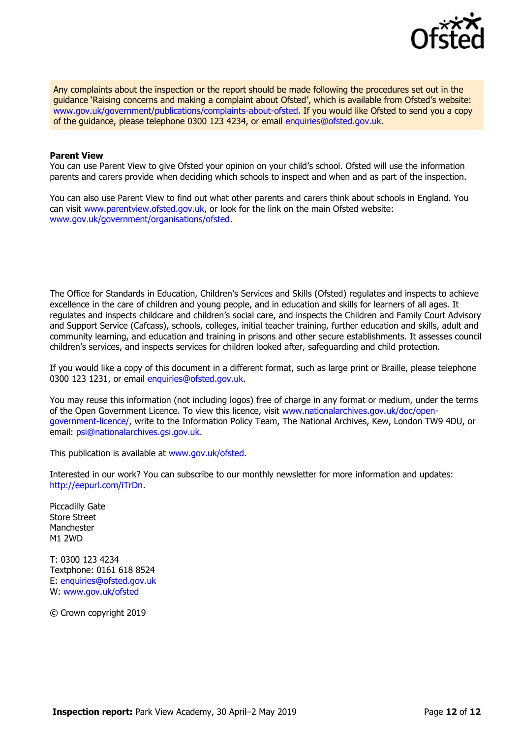Any complaints about the inspection or the report should be made following the procedures set out in the guidance 'Raising concerns and making a complaint about Ofsted', which is available from Ofsted's website: www.gov.uk/government/publications/complaints-about-ofsted. If you would like Ofsted to send you a copy of the guidance, please telephone 0300 123 4234, or email enquiries@ofsted.gov.uk.

**Parent View**

You can use Parent View to give Ofsted your opinion on your child's school. Ofsted will use the information parents and carers provide when deciding which schools to inspect and when and as part of the inspection.

You can also use Parent View to find out what other parents and carers think about schools in England. You can visit www.parentview.ofsted.gov.uk, or look for the link on the main Ofsted website: www.gov.uk/government/organisations/ofsted.

The Office for Standards in Education, Children's Services and Skills (Ofsted) regulates and inspects to achieve excellence in the care of children and young people, and in education and skills for learners of all ages. It regulates and inspects childcare and children's social care, and inspects the Children and Family Court Advisory and Support Service (Cafcass), schools, colleges, initial teacher training, further education and skills, adult and community learning, and education and training in prisons and other secure establishments. It assesses council children's services, and inspects services for children looked after, safeguarding and child protection.

If you would like a copy of this document in a different format, such as large print or Braille, please telephone 0300 123 1231, or email enquiries@ofsted.gov.uk.

You may reuse this information (not including logos) free of charge in any format or medium, under the terms of the Open Government Licence. To view this licence, visit www.nationalarchives.gov.uk/doc/open-government-licence/, write to the Information Policy Team, The National Archives, Kew, London TW9 4DU, or email: psi@nationalarchives.gsi.gov.uk.

This publication is available at www.gov.uk/ofsted.

Interested in our work? You can subscribe to our monthly newsletter for more information and updates: http://eepurl.com/iTrDn.

Piccadilly Gate
Store Street
Manchester
M1 2WD

T: 0300 123 4234
Textphone: 0161 618 8524
E: enquiries@ofsted.gov.uk
W: www.gov.uk/ofsted

© Crown copyright 2019